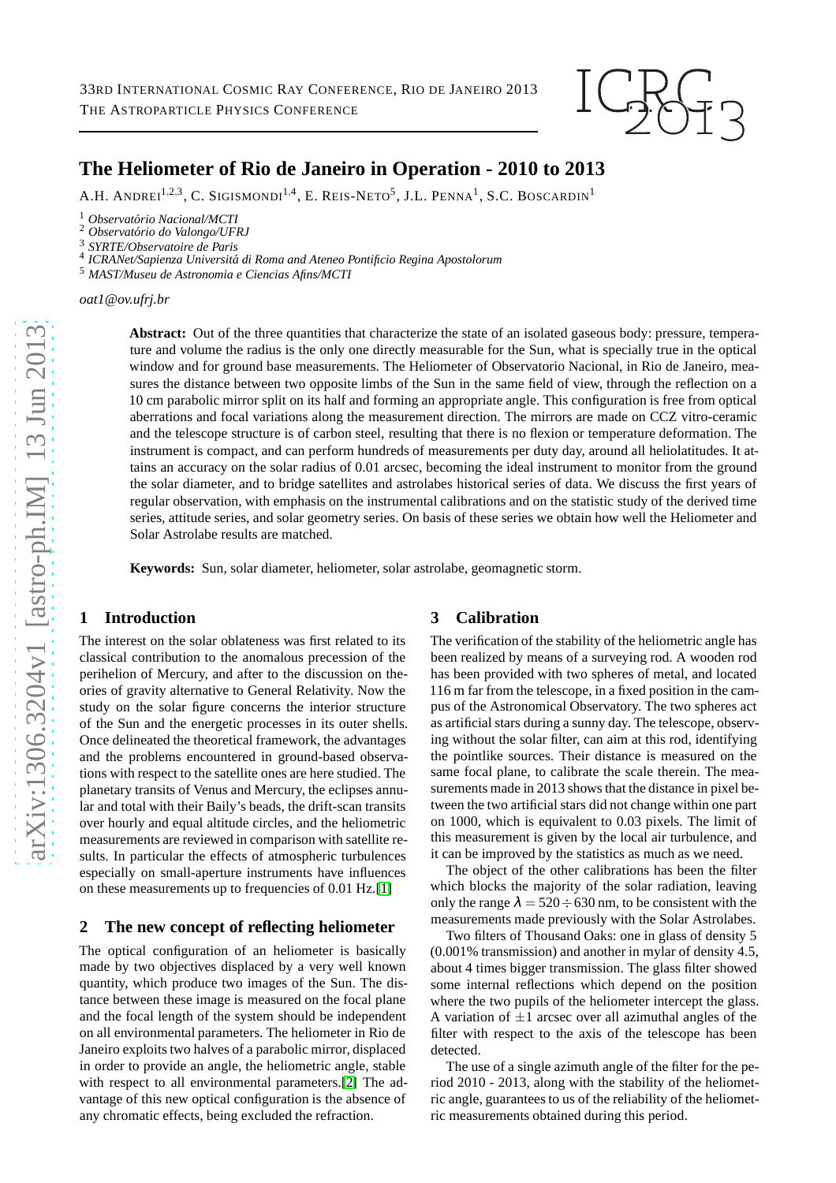# The Heliometer of Rio de Janeiro in Operation - 2010 to 2013

A.H. ANDREI[1,2,3], C. SIGISMONDI[1,4], E. REIS-NETO[5], J.L. PENNA[1], S.C. BOSCARDIN[1]

[1] *Observatório Nacional/MCTI*
[2] *Observatório do Valongo/UFRJ*
[3] *SYRTE/Observatoire de Paris*
[4] *ICRANet/Sapienza Universitá di Roma and Ateneo Pontificio Regina Apostolorum*
[5] *MAST/Museu de Astronomia e Ciencias Afins/MCTI*

*oat1@ov.ufrj.br*

**Abstract:** Out of the three quantities that characterize the state of an isolated gaseous body: pressure, temperature and volume the radius is the only one directly measurable for the Sun, what is specially true in the optical window and for ground base measurements. The Heliometer of Observatorio Nacional, in Rio de Janeiro, measures the distance between two opposite limbs of the Sun in the same field of view, through the reflection on a 10 cm parabolic mirror split on its half and forming an appropriate angle. This configuration is free from optical aberrations and focal variations along the measurement direction. The mirrors are made on CCZ vitro-ceramic and the telescope structure is of carbon steel, resulting that there is no flexion or temperature deformation. The instrument is compact, and can perform hundreds of measurements per duty day, around all heliolatitudes. It attains an accuracy on the solar radius of 0.01 arcsec, becoming the ideal instrument to monitor from the ground the solar diameter, and to bridge satellites and astrolabes historical series of data. We discuss the first years of regular observation, with emphasis on the instrumental calibrations and on the statistic study of the derived time series, attitude series, and solar geometry series. On basis of these series we obtain how well the Heliometer and Solar Astrolabe results are matched.

**Keywords:** Sun, solar diameter, heliometer, solar astrolabe, geomagnetic storm.

## 1 Introduction

The interest on the solar oblateness was first related to its classical contribution to the anomalous precession of the perihelion of Mercury, and after to the discussion on theories of gravity alternative to General Relativity. Now the study on the solar figure concerns the interior structure of the Sun and the energetic processes in its outer shells. Once delineated the theoretical framework, the advantages and the problems encountered in ground-based observations with respect to the satellite ones are here studied. The planetary transits of Venus and Mercury, the eclipses annular and total with their Baily's beads, the drift-scan transits over hourly and equal altitude circles, and the heliometric measurements are reviewed in comparison with satellite results. In particular the effects of atmospheric turbulences especially on small-aperture instruments have influences on these measurements up to frequencies of 0.01 Hz.[1]

## 2 The new concept of reflecting heliometer

The optical configuration of an heliometer is basically made by two objectives displaced by a very well known quantity, which produce two images of the Sun. The distance between these image is measured on the focal plane and the focal length of the system should be independent on all environmental parameters. The heliometer in Rio de Janeiro exploits two halves of a parabolic mirror, displaced in order to provide an angle, the heliometric angle, stable with respect to all environmental parameters.[2] The advantage of this new optical configuration is the absence of any chromatic effects, being excluded the refraction.

## 3 Calibration

The verification of the stability of the heliometric angle has been realized by means of a surveying rod. A wooden rod has been provided with two spheres of metal, and located 116 m far from the telescope, in a fixed position in the campus of the Astronomical Observatory. The two spheres act as artificial stars during a sunny day. The telescope, observing without the solar filter, can aim at this rod, identifying the pointlike sources. Their distance is measured on the same focal plane, to calibrate the scale therein. The measurements made in 2013 shows that the distance in pixel between the two artificial stars did not change within one part on 1000, which is equivalent to 0.03 pixels. The limit of this measurement is given by the local air turbulence, and it can be improved by the statistics as much as we need.

The object of the other calibrations has been the filter which blocks the majority of the solar radiation, leaving only the range $\lambda = 520 \div 630$ nm, to be consistent with the measurements made previously with the Solar Astrolabes.

Two filters of Thousand Oaks: one in glass of density 5 (0.001% transmission) and another in mylar of density 4.5, about 4 times bigger transmission. The glass filter showed some internal reflections which depend on the position where the two pupils of the heliometer intercept the glass. A variation of $\pm 1$ arcsec over all azimuthal angles of the filter with respect to the axis of the telescope has been detected.

The use of a single azimuth angle of the filter for the period 2010 - 2013, along with the stability of the heliometric angle, guarantees to us of the reliability of the heliometric measurements obtained during this period.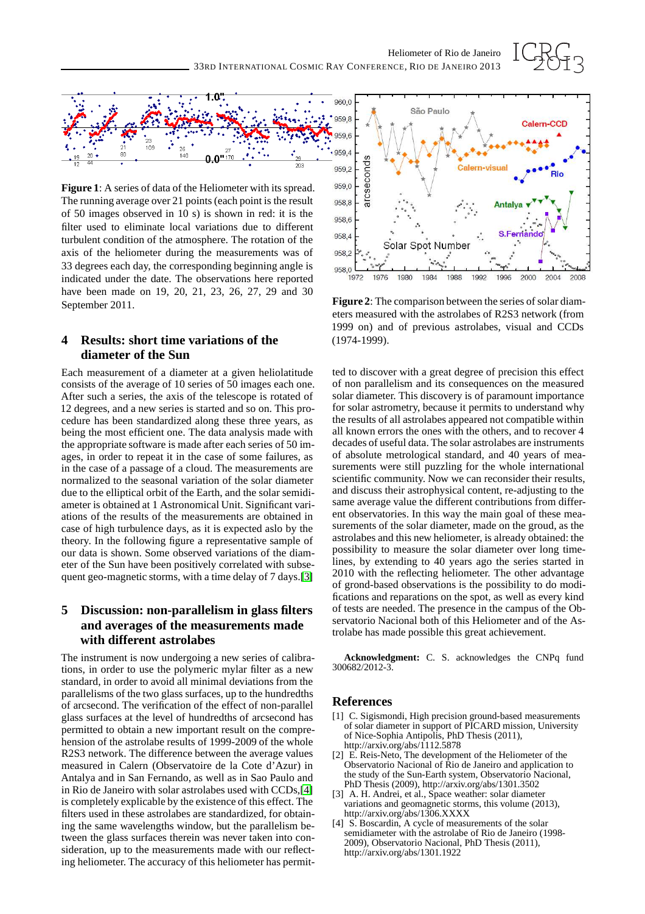1.0"

19 12 20 44 21 80 23 109 26 140 0.0" 27 170 29 203

**Figure 1**: A series of data of the Heliometer with its spread. The running average over 21 points (each point is the result of 50 images observed in 10 s) is shown in red: it is the filter used to eliminate local variations due to different turbulent condition of the atmosphere. The rotation of the axis of the heliometer during the measurements was of 33 degrees each day, the corresponding beginning angle is indicated under the date. The observations here reported have been made on 19, 20, 21, 23, 26, 27, 29 and 30 September 2011.

## 4 Results: short time variations of the diameter of the Sun

Each measurement of a diameter at a given heliolatitude consists of the average of 10 series of 50 images each one. After such a series, the axis of the telescope is rotated of 12 degrees, and a new series is started and so on. This procedure has been standardized along these three years, as being the most efficient one. The data analysis made with the appropriate software is made after each series of 50 images, in order to repeat it in the case of some failures, as in the case of a passage of a cloud. The measurements are normalized to the seasonal variation of the solar diameter due to the elliptical orbit of the Earth, and the solar semidiameter is obtained at 1 Astronomical Unit. Significant variations of the results of the measurements are obtained in case of high turbulence days, as it is expected aslo by the theory. In the following figure a representative sample of our data is shown. Some observed variations of the diameter of the Sun have been positively correlated with subsequent geo-magnetic storms, with a time delay of 7 days.[3]

## 5 Discussion: non-parallelism in glass filters and averages of the measurements made with different astrolabes

The instrument is now undergoing a new series of calibrations, in order to use the polymeric mylar filter as a new standard, in order to avoid all minimal deviations from the parallelisms of the two glass surfaces, up to the hundredths of arcsecond. The verification of the effect of non-parallel glass surfaces at the level of hundredths of arcsecond has permitted to obtain a new important result on the comprehension of the astrolabe results of 1999-2009 of the whole R2S3 network. The difference between the average values measured in Calern (Observatoire de la Cote d'Azur) in Antalya and in San Fernando, as well as in Sao Paulo and in Rio de Janeiro with solar astrolabes used with CCDs,[4] is completely explicable by the existence of this effect. The filters used in these astrolabes are standardized, for obtaining the same wavelengths window, but the parallelism between the glass surfaces therein was never taken into consideration, up to the measurements made with our reflecting heliometer. The accuracy of this heliometer has permitted to discover with a great degree of precision this effect of non parallelism and its consequences on the measured solar diameter. This discovery is of paramount importance for solar astrometry, because it permits to understand why the results of all astrolabes appeared not compatible within all known errors the ones with the others, and to recover 4 decades of useful data. The solar astrolabes are instruments of absolute metrological standard, and 40 years of measurements were still puzzling for the whole international scientific community. Now we can reconsider their results, and discuss their astrophysical content, re-adjusting to the same average value the different contributions from different observatories. In this way the main goal of these measurements of the solar diameter, made on the groud, as the astrolabes and this new heliometer, is already obtained: the possibility to measure the solar diameter over long timelines, by extending to 40 years ago the series started in 2010 with the reflecting heliometer. The other advantage of grond-based observations is the possibility to do modifications and reparations on the spot, as well as every kind of tests are needed. The presence in the campus of the Observatorio Nacional both of this Heliometer and of the Astrolabe has made possible this great achievement.

960,0
959,8
959,6
959,4
959,2
959,0
958,8
958,6
958,4
958,2
958,0
arcseconds
1972 1976 1980 1984 1988 1992 1996 2000 2004 2008
São Paulo
Calern-CCD
Calern-visual
Rio
Antalya
S.Fernando
Solar Spot Number

**Figure 2**: The comparison between the series of solar diameters measured with the astrolabes of R2S3 network (from 1999 on) and of previous astrolabes, visual and CCDs (1974-1999).

**Acknowledgment:** C. S. acknowledges the CNPq fund 300682/2012-3.

## References

[1] C. Sigismondi, High precision ground-based measurements of solar diameter in support of PICARD mission, University of Nice-Sophia Antipolis, PhD Thesis (2011), http://arxiv.org/abs/1112.5878

[2] E. Reis-Neto, The development of the Heliometer of the Observatorio Nacional of Rio de Janeiro and application to the study of the Sun-Earth system, Observatorio Nacional, PhD Thesis (2009), http://arxiv.org/abs/1301.3502

[3] A. H. Andrei, et al., Space weather: solar diameter variations and geomagnetic storms, this volume (2013), http://arxiv.org/abs/1306.XXXX

[4] S. Boscardin, A cycle of measurements of the solar semidiameter with the astrolabe of Rio de Janeiro (1998-2009), Observatorio Nacional, PhD Thesis (2011), http://arxiv.org/abs/1301.1922